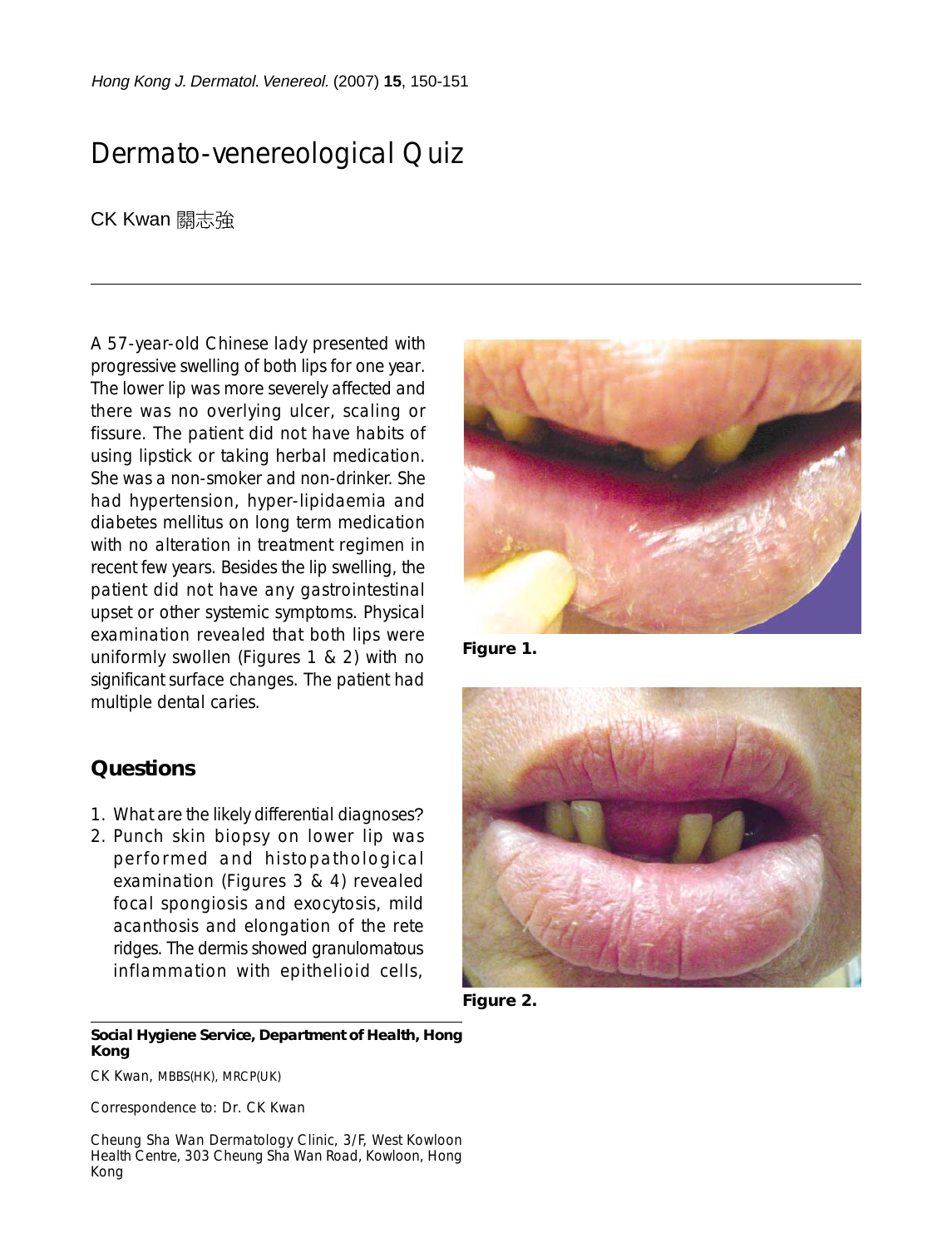# Dermato-venereological Quiz

CK Kwan 關志強

A 57-year-old Chinese lady presented with progressive swelling of both lips for one year. The lower lip was more severely affected and there was no overlying ulcer, scaling or fissure. The patient did not have habits of using lipstick or taking herbal medication. She was a non-smoker and non-drinker. She had hypertension, hyper-lipidaemia and diabetes mellitus on long term medication with no alteration in treatment regimen in recent few years. Besides the lip swelling, the patient did not have any gastrointestinal upset or other systemic symptoms. Physical examination revealed that both lips were uniformly swollen (Figures 1 & 2) with no significant surface changes. The patient had multiple dental caries.

**Figure 1.**

**Figure 2.**

## Questions

1. What are the likely differential diagnoses?
2. Punch skin biopsy on lower lip was performed and histopathological examination (Figures 3 & 4) revealed focal spongiosis and exocytosis, mild acanthosis and elongation of the rete ridges. The dermis showed granulomatous inflammation with epithelioid cells,

---

**Social Hygiene Service, Department of Health, Hong Kong**

CK Kwan, MBBS(HK), MRCP(UK)

Correspondence to: Dr. CK Kwan

Cheung Sha Wan Dermatology Clinic, 3/F, West Kowloon Health Centre, 303 Cheung Sha Wan Road, Kowloon, Hong Kong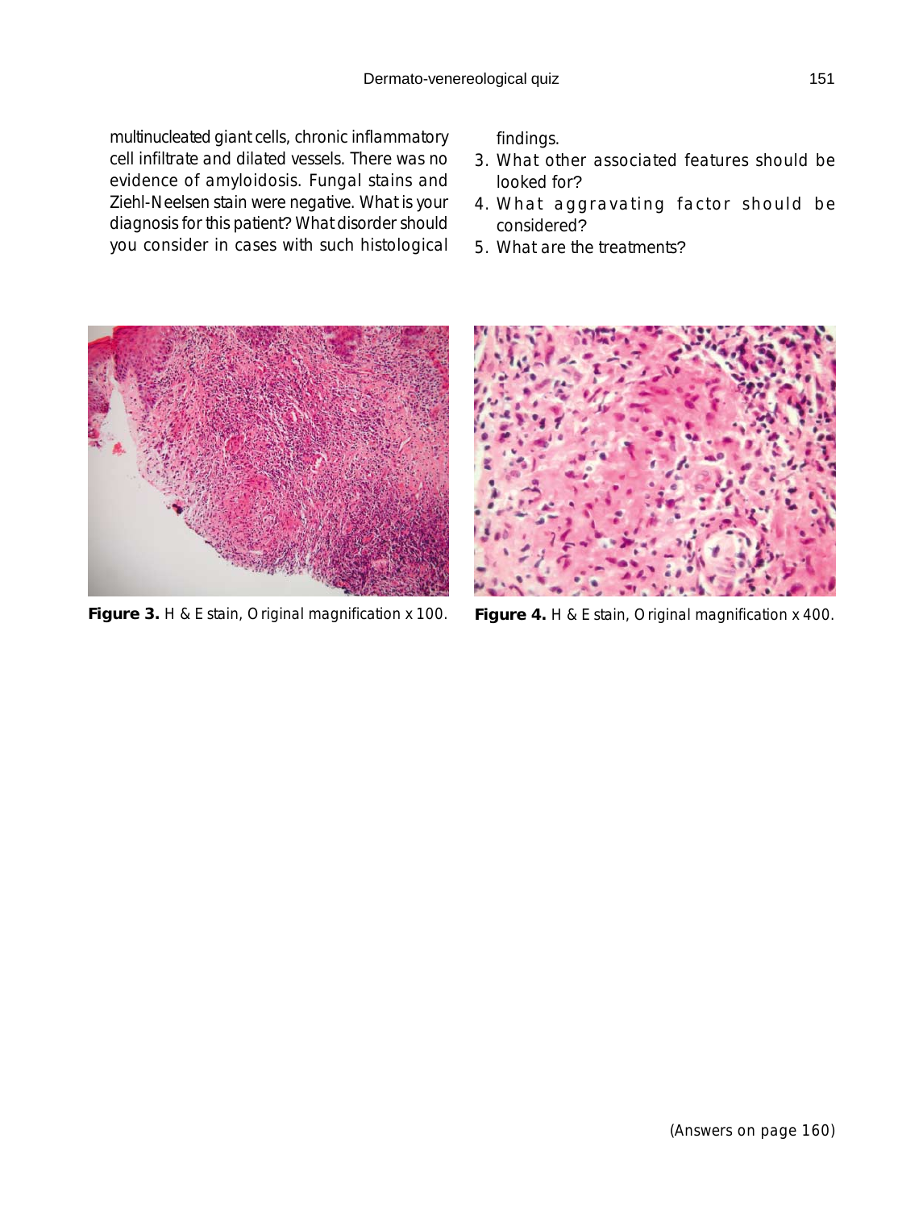multinucleated giant cells, chronic inflammatory cell infiltrate and dilated vessels. There was no evidence of amyloidosis. Fungal stains and Ziehl-Neelsen stain were negative. What is your diagnosis for this patient? What disorder should you consider in cases with such histological findings.

3. What other associated features should be looked for?
4. What aggravating factor should be considered?
5. What are the treatments?

**Figure 3.** H & E stain, Original magnification x 100.

**Figure 4.** H & E stain, Original magnification x 400.

(Answers on page 160)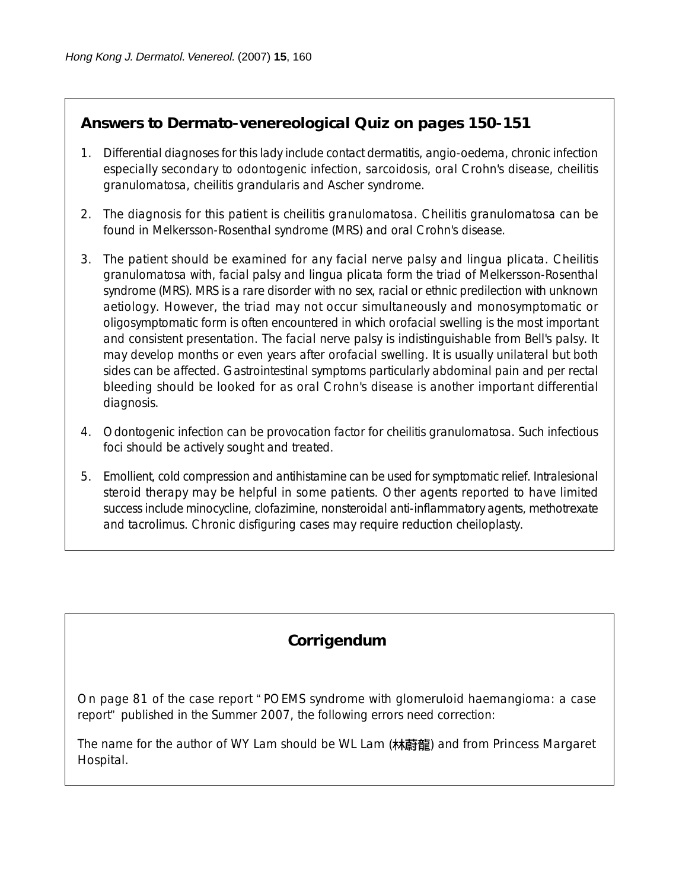## Answers to Dermato-venereological Quiz on pages 150-151

1. Differential diagnoses for this lady include contact dermatitis, angio-oedema, chronic infection especially secondary to odontogenic infection, sarcoidosis, oral Crohn's disease, cheilitis granulomatosa, cheilitis grandularis and Ascher syndrome.

2. The diagnosis for this patient is cheilitis granulomatosa. Cheilitis granulomatosa can be found in Melkersson-Rosenthal syndrome (MRS) and oral Crohn's disease.

3. The patient should be examined for any facial nerve palsy and lingua plicata. Cheilitis granulomatosa with, facial palsy and lingua plicata form the triad of Melkersson-Rosenthal syndrome (MRS). MRS is a rare disorder with no sex, racial or ethnic predilection with unknown aetiology. However, the triad may not occur simultaneously and monosymptomatic or oligosymptomatic form is often encountered in which orofacial swelling is the most important and consistent presentation. The facial nerve palsy is indistinguishable from Bell's palsy. It may develop months or even years after orofacial swelling. It is usually unilateral but both sides can be affected. Gastrointestinal symptoms particularly abdominal pain and per rectal bleeding should be looked for as oral Crohn's disease is another important differential diagnosis.

4. Odontogenic infection can be provocation factor for cheilitis granulomatosa. Such infectious foci should be actively sought and treated.

5. Emollient, cold compression and antihistamine can be used for symptomatic relief. Intralesional steroid therapy may be helpful in some patients. Other agents reported to have limited success include minocycline, clofazimine, nonsteroidal anti-inflammatory agents, methotrexate and tacrolimus. Chronic disfiguring cases may require reduction cheiloplasty.

## Corrigendum

On page 81 of the case report "POEMS syndrome with glomeruloid haemangioma: a case report" published in the Summer 2007, the following errors need correction:

The name for the author of WY Lam should be WL Lam (林蔚龍) and from Princess Margaret Hospital.